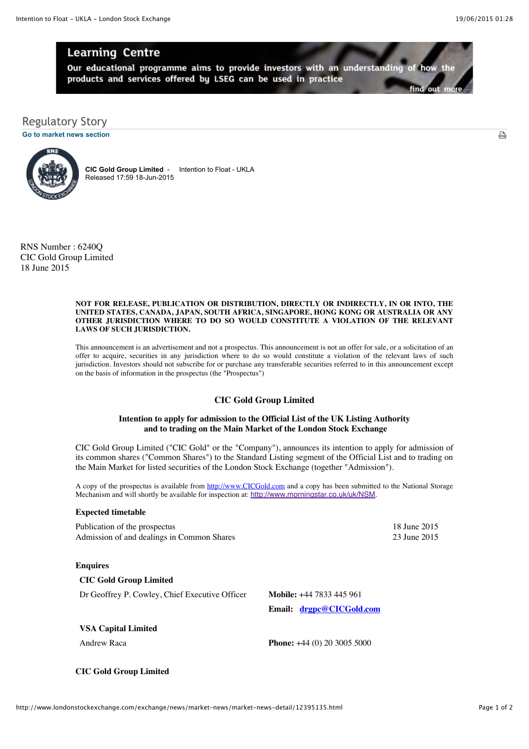## Regulatory Story

Go to market news section

**CIC Gold Group Limited** - Intention to Float - UKLA
Released 17:59 18-Jun-2015

RNS Number : 6240Q
CIC Gold Group Limited
18 June 2015

**NOT FOR RELEASE, PUBLICATION OR DISTRIBUTION, DIRECTLY OR INDIRECTLY, IN OR INTO, THE UNITED STATES, CANADA, JAPAN, SOUTH AFRICA, SINGAPORE, HONG KONG OR AUSTRALIA OR ANY OTHER JURISDICTION WHERE TO DO SO WOULD CONSTITUTE A VIOLATION OF THE RELEVANT LAWS OF SUCH JURISDICTION.**

This announcement is an advertisement and not a prospectus. This announcement is not an offer for sale, or a solicitation of an offer to acquire, securities in any jurisdiction where to do so would constitute a violation of the relevant laws of such jurisdiction. Investors should not subscribe for or purchase any transferable securities referred to in this announcement except on the basis of information in the prospectus (the "Prospectus")

### CIC Gold Group Limited

**Intention to apply for admission to the Official List of the UK Listing Authority and to trading on the Main Market of the London Stock Exchange**

CIC Gold Group Limited ("CIC Gold" or the "Company"), announces its intention to apply for admission of its common shares ("Common Shares") to the Standard Listing segment of the Official List and to trading on the Main Market for listed securities of the London Stock Exchange (together "Admission").

A copy of the prospectus is available from http://www.CICGold.com and a copy has been submitted to the National Storage Mechanism and will shortly be available for inspection at: http://www.morningstar.co.uk/uk/NSM.

**Expected timetable**

| | |
|---|---|
| Publication of the prospectus | 18 June 2015 |
| Admission of and dealings in Common Shares | 23 June 2015 |

**Enquires**

**CIC Gold Group Limited**

| | |
|---|---|
| Dr Geoffrey P. Cowley, Chief Executive Officer | **Mobile:** +44 7833 445 961 |
| | **Email:** **drgpc@CICGold.com** |

**VSA Capital Limited**

| | |
|---|---|
| Andrew Raca | **Phone:** +44 (0) 20 3005 5000 |

**CIC Gold Group Limited**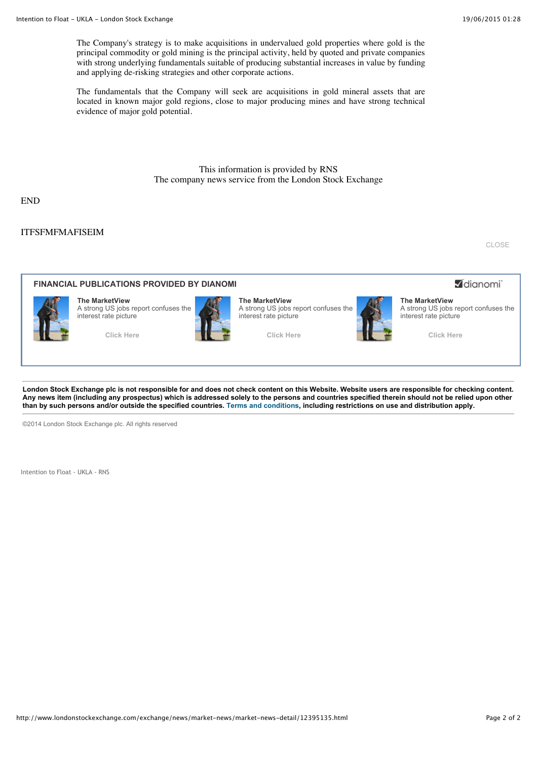The Company's strategy is to make acquisitions in undervalued gold properties where gold is the principal commodity or gold mining is the principal activity, held by quoted and private companies with strong underlying fundamentals suitable of producing substantial increases in value by funding and applying de-risking strategies and other corporate actions.

The fundamentals that the Company will seek are acquisitions in gold mineral assets that are located in known major gold regions, close to major producing mines and have strong technical evidence of major gold potential.

This information is provided by RNS
The company news service from the London Stock Exchange

END

ITFSFMFMAFISEIM

CLOSE

**FINANCIAL PUBLICATIONS PROVIDED BY DIANOMI**

**The MarketView**
A strong US jobs report confuses the interest rate picture

Click Here

**The MarketView**
A strong US jobs report confuses the interest rate picture

Click Here

**The MarketView**
A strong US jobs report confuses the interest rate picture

Click Here

**London Stock Exchange plc is not responsible for and does not check content on this Website. Website users are responsible for checking content. Any news item (including any prospectus) which is addressed solely to the persons and countries specified therein should not be relied upon other than by such persons and/or outside the specified countries. Terms and conditions, including restrictions on use and distribution apply.**

©2014 London Stock Exchange plc. All rights reserved

Intention to Float - UKLA - RNS